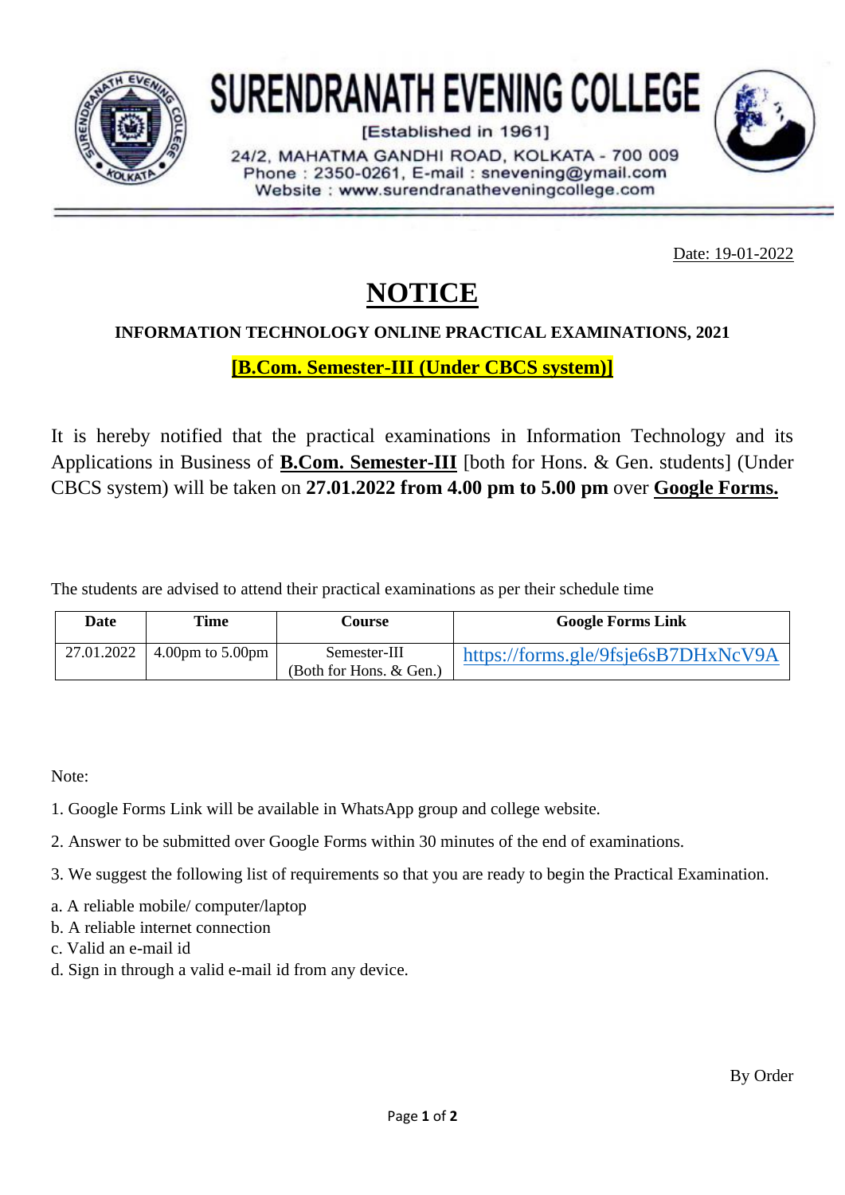# SURENDRANATH EVENING COLLEGE

[Established in 1961]

24/2, MAHATMA GANDHI ROAD, KOLKATA - 700 009
Phone : 2350-0261, E-mail : snevening@ymail.com
Website : www.surendranatheveningcollege.com

Date: 19-01-2022

## NOTICE

### INFORMATION TECHNOLOGY ONLINE PRACTICAL EXAMINATIONS, 2021

### [B.Com. Semester-III (Under CBCS system)]

It is hereby notified that the practical examinations in Information Technology and its Applications in Business of **B.Com. Semester-III** [both for Hons. & Gen. students] (Under CBCS system) will be taken on **27.01.2022 from 4.00 pm to 5.00 pm** over **Google Forms.**

The students are advised to attend their practical examinations as per their schedule time

| Date | Time | Course | Google Forms Link |
|---|---|---|---|
| 27.01.2022 | 4.00pm to 5.00pm | Semester-III (Both for Hons. & Gen.) | https://forms.gle/9fsje6sB7DHxNcV9A |

Note:

1. Google Forms Link will be available in WhatsApp group and college website.

2. Answer to be submitted over Google Forms within 30 minutes of the end of examinations.

3. We suggest the following list of requirements so that you are ready to begin the Practical Examination.

a. A reliable mobile/ computer/laptop
b. A reliable internet connection
c. Valid an e-mail id
d. Sign in through a valid e-mail id from any device.

By Order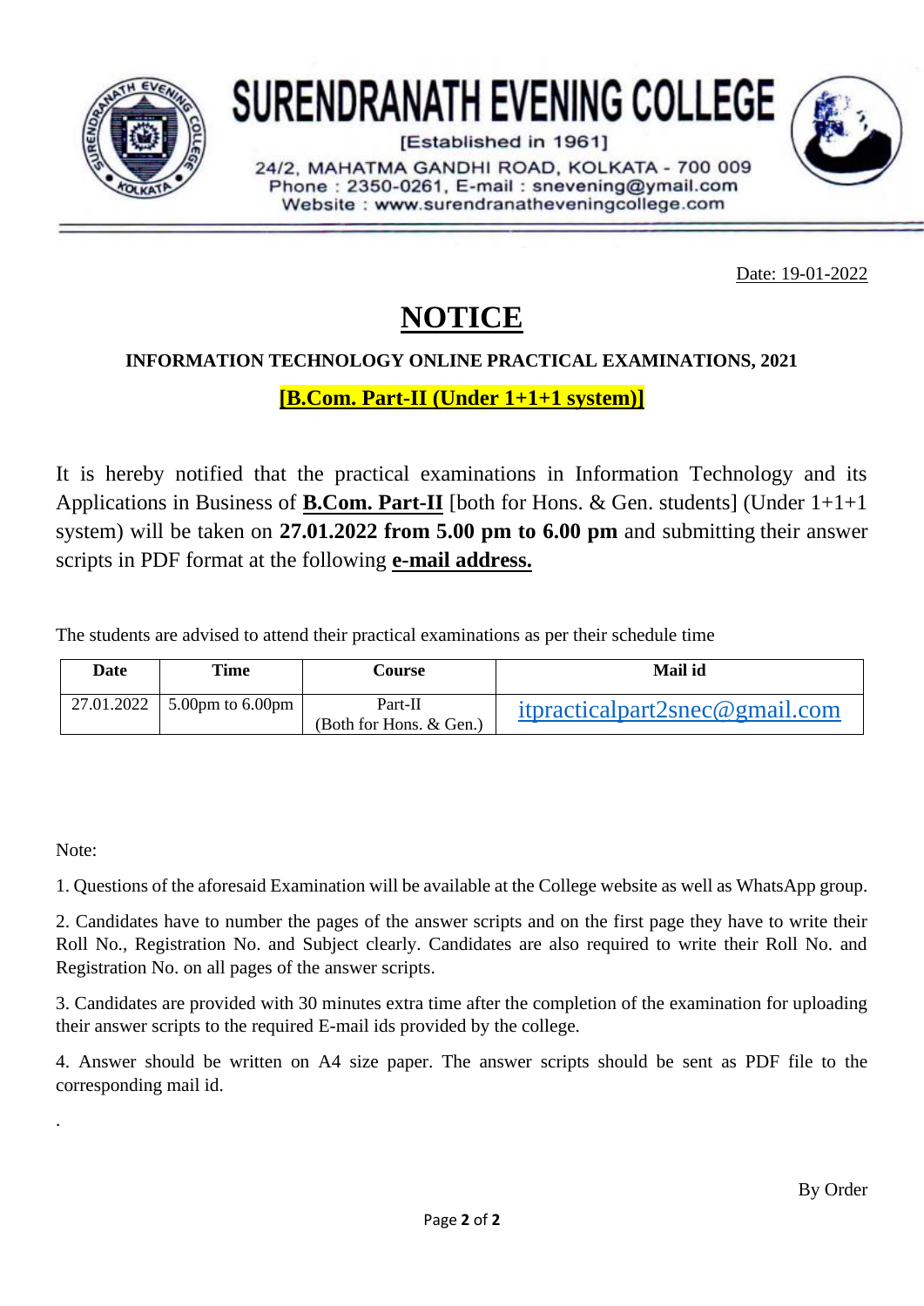# SURENDRANATH EVENING COLLEGE

[Established in 1961]

24/2, MAHATMA GANDHI ROAD, KOLKATA - 700 009
Phone : 2350-0261, E-mail : snevening@ymail.com
Website : www.surendranatheveningcollege.com

Date: 19-01-2022

# NOTICE

**INFORMATION TECHNOLOGY ONLINE PRACTICAL EXAMINATIONS, 2021**

**[B.Com. Part-II (Under 1+1+1 system)]**

It is hereby notified that the practical examinations in Information Technology and its Applications in Business of **B.Com. Part-II** [both for Hons. & Gen. students] (Under 1+1+1 system) will be taken on **27.01.2022 from 5.00 pm to 6.00 pm** and submitting their answer scripts in PDF format at the following **e-mail address.**

The students are advised to attend their practical examinations as per their schedule time

| Date | Time | Course | Mail id |
|---|---|---|---|
| 27.01.2022 | 5.00pm to 6.00pm | Part-II (Both for Hons. & Gen.) | itpracticalpart2snec@gmail.com |

Note:

1. Questions of the aforesaid Examination will be available at the College website as well as WhatsApp group.

2. Candidates have to number the pages of the answer scripts and on the first page they have to write their Roll No., Registration No. and Subject clearly. Candidates are also required to write their Roll No. and Registration No. on all pages of the answer scripts.

3. Candidates are provided with 30 minutes extra time after the completion of the examination for uploading their answer scripts to the required E-mail ids provided by the college.

4. Answer should be written on A4 size paper. The answer scripts should be sent as PDF file to the corresponding mail id.

By Order